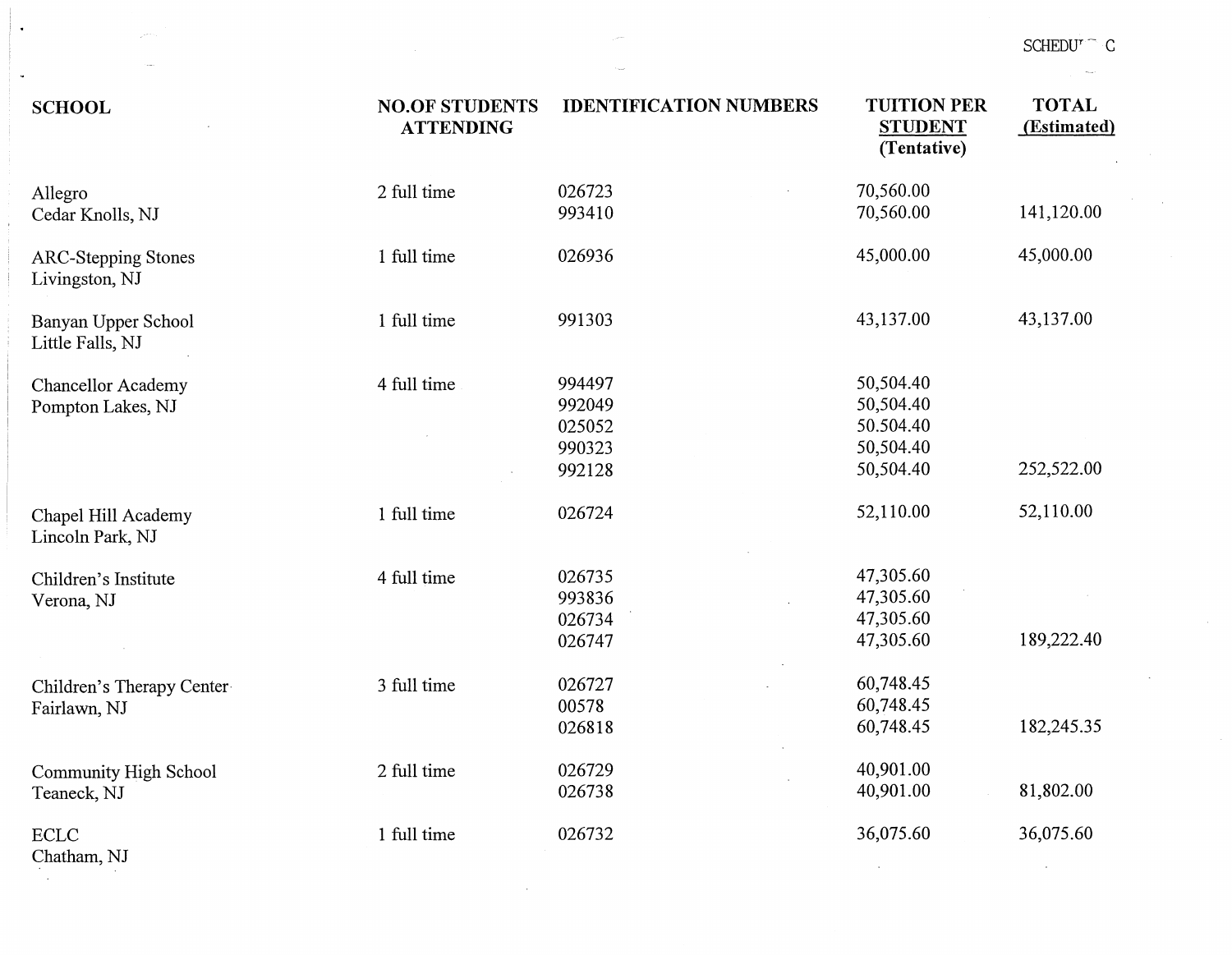SCHEDULE C

| SCHOOL | NO.OF STUDENTS ATTENDING | IDENTIFICATION NUMBERS | TUITION PER STUDENT (Tentative) | TOTAL (Estimated) |
|---|---|---|---|---|
| Allegro Cedar Knolls, NJ | 2 full time | 026723 | 70,560.00 | |
| | | 993410 | 70,560.00 | 141,120.00 |
| ARC-Stepping Stones Livingston, NJ | 1 full time | 026936 | 45,000.00 | 45,000.00 |
| Banyan Upper School Little Falls, NJ | 1 full time | 991303 | 43,137.00 | 43,137.00 |
| Chancellor Academy Pompton Lakes, NJ | 4 full time | 994497 | 50,504.40 | |
| | | 992049 | 50,504.40 | |
| | | 025052 | 50.504.40 | |
| | | 990323 | 50,504.40 | |
| | | 992128 | 50,504.40 | 252,522.00 |
| Chapel Hill Academy Lincoln Park, NJ | 1 full time | 026724 | 52,110.00 | 52,110.00 |
| Children's Institute Verona, NJ | 4 full time | 026735 | 47,305.60 | |
| | | 993836 | 47,305.60 | |
| | | 026734 | 47,305.60 | |
| | | 026747 | 47,305.60 | 189,222.40 |
| Children's Therapy Center Fairlawn, NJ | 3 full time | 026727 | 60,748.45 | |
| | | 00578 | 60,748.45 | |
| | | 026818 | 60,748.45 | 182,245.35 |
| Community High School Teaneck, NJ | 2 full time | 026729 | 40,901.00 | |
| | | 026738 | 40,901.00 | 81,802.00 |
| ECLC Chatham, NJ | 1 full time | 026732 | 36,075.60 | 36,075.60 |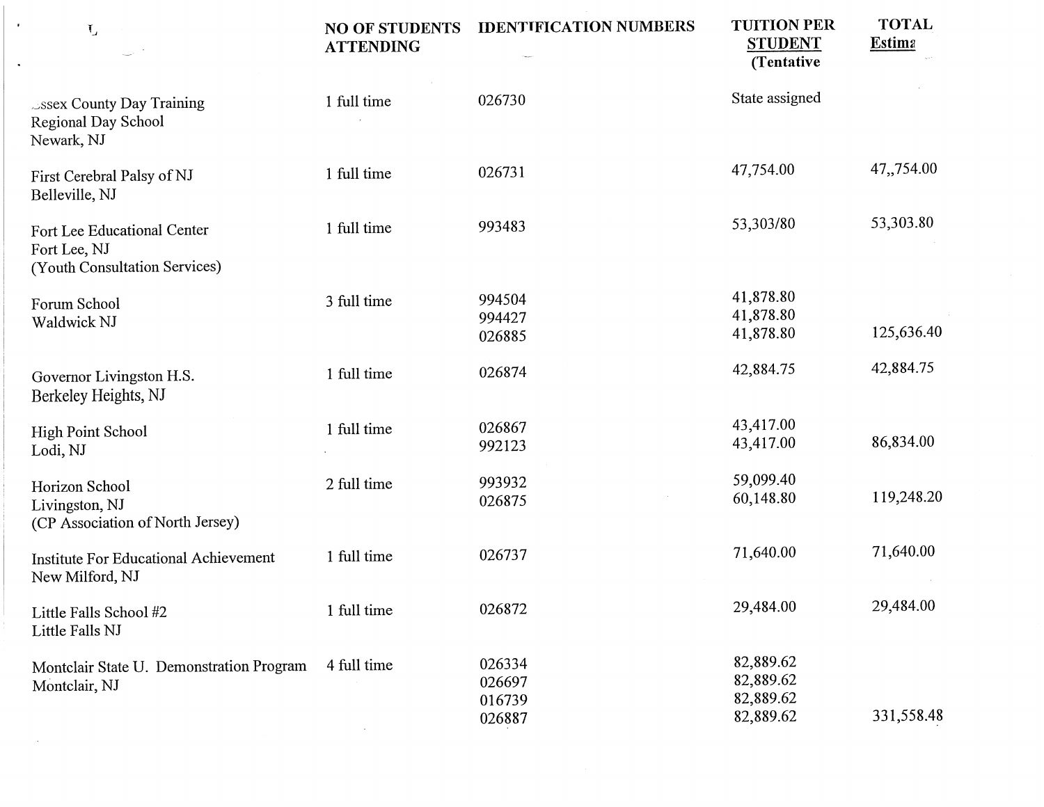| | NO OF STUDENTS ATTENDING | IDENTIFICATION NUMBERS | TUITION PER STUDENT (Tentative | TOTAL Estima |
|---|---|---|---|---|
| ..ssex County Day Training Regional Day School Newark, NJ | 1 full time | 026730 | State assigned | |
| First Cerebral Palsy of NJ Belleville, NJ | 1 full time | 026731 | 47,754.00 | 47,,754.00 |
| Fort Lee Educational Center Fort Lee, NJ (Youth Consultation Services) | 1 full time | 993483 | 53,303/80 | 53,303.80 |
| Forum School Waldwick NJ | 3 full time | 994504<br>994427<br>026885 | 41,878.80<br>41,878.80<br>41,878.80 | 125,636.40 |
| Governor Livingston H.S. Berkeley Heights, NJ | 1 full time | 026874 | 42,884.75 | 42,884.75 |
| High Point School Lodi, NJ | 1 full time | 026867<br>992123 | 43,417.00<br>43,417.00 | 86,834.00 |
| Horizon School Livingston, NJ (CP Association of North Jersey) | 2 full time | 993932<br>026875 | 59,099.40<br>60,148.80 | 119,248.20 |
| Institute For Educational Achievement New Milford, NJ | 1 full time | 026737 | 71,640.00 | 71,640.00 |
| Little Falls School #2 Little Falls NJ | 1 full time | 026872 | 29,484.00 | 29,484.00 |
| Montclair State U. Demonstration Program Montclair, NJ | 4 full time | 026334<br>026697<br>016739<br>026887 | 82,889.62<br>82,889.62<br>82,889.62<br>82,889.62 | 331,558.48 |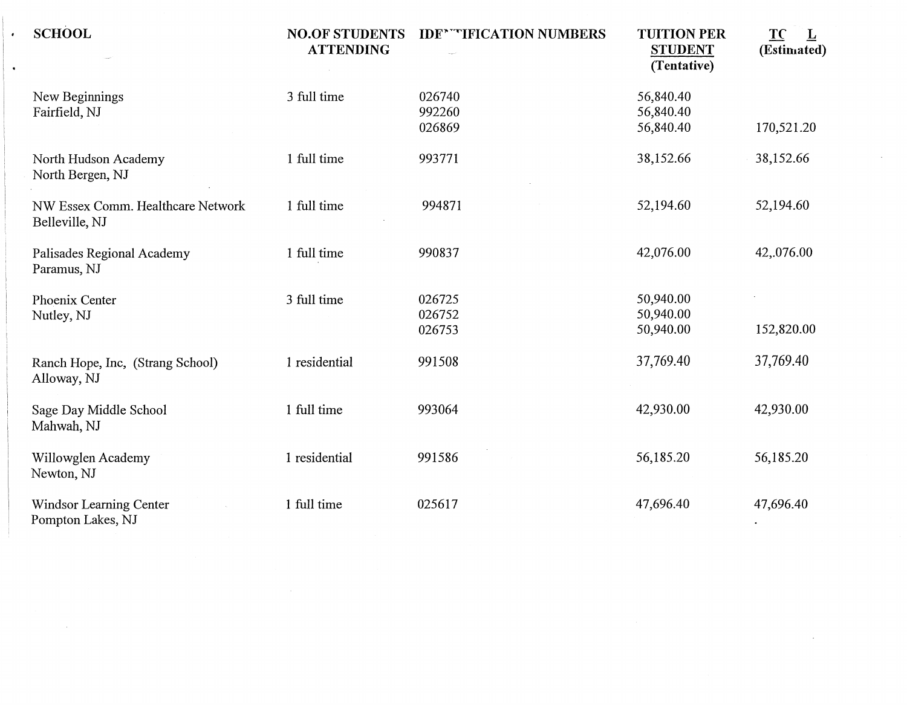| SCHOOL | NO.OF STUDENTS ATTENDING | IDE^^IFICATION NUMBERS | TUITION PER STUDENT (Tentative) | TC L (Estimated) |
|---|---|---|---|---|
| New Beginnings<br>Fairfield, NJ | 3 full time | 026740<br>992260<br>026869 | 56,840.40<br>56,840.40<br>56,840.40 | 170,521.20 |
| North Hudson Academy<br>North Bergen, NJ | 1 full time | 993771 | 38,152.66 | 38,152.66 |
| NW Essex Comm. Healthcare Network<br>Belleville, NJ | 1 full time | 994871 | 52,194.60 | 52,194.60 |
| Palisades Regional Academy<br>Paramus, NJ | 1 full time | 990837 | 42,076.00 | 42,.076.00 |
| Phoenix Center<br>Nutley, NJ | 3 full time | 026725<br>026752<br>026753 | 50,940.00<br>50,940.00<br>50,940.00 | 152,820.00 |
| Ranch Hope, Inc, (Strang School)<br>Alloway, NJ | 1 residential | 991508 | 37,769.40 | 37,769.40 |
| Sage Day Middle School<br>Mahwah, NJ | 1 full time | 993064 | 42,930.00 | 42,930.00 |
| Willowglen Academy<br>Newton, NJ | 1 residential | 991586 | 56,185.20 | 56,185.20 |
| Windsor Learning Center<br>Pompton Lakes, NJ | 1 full time | 025617 | 47,696.40 | 47,696.40 |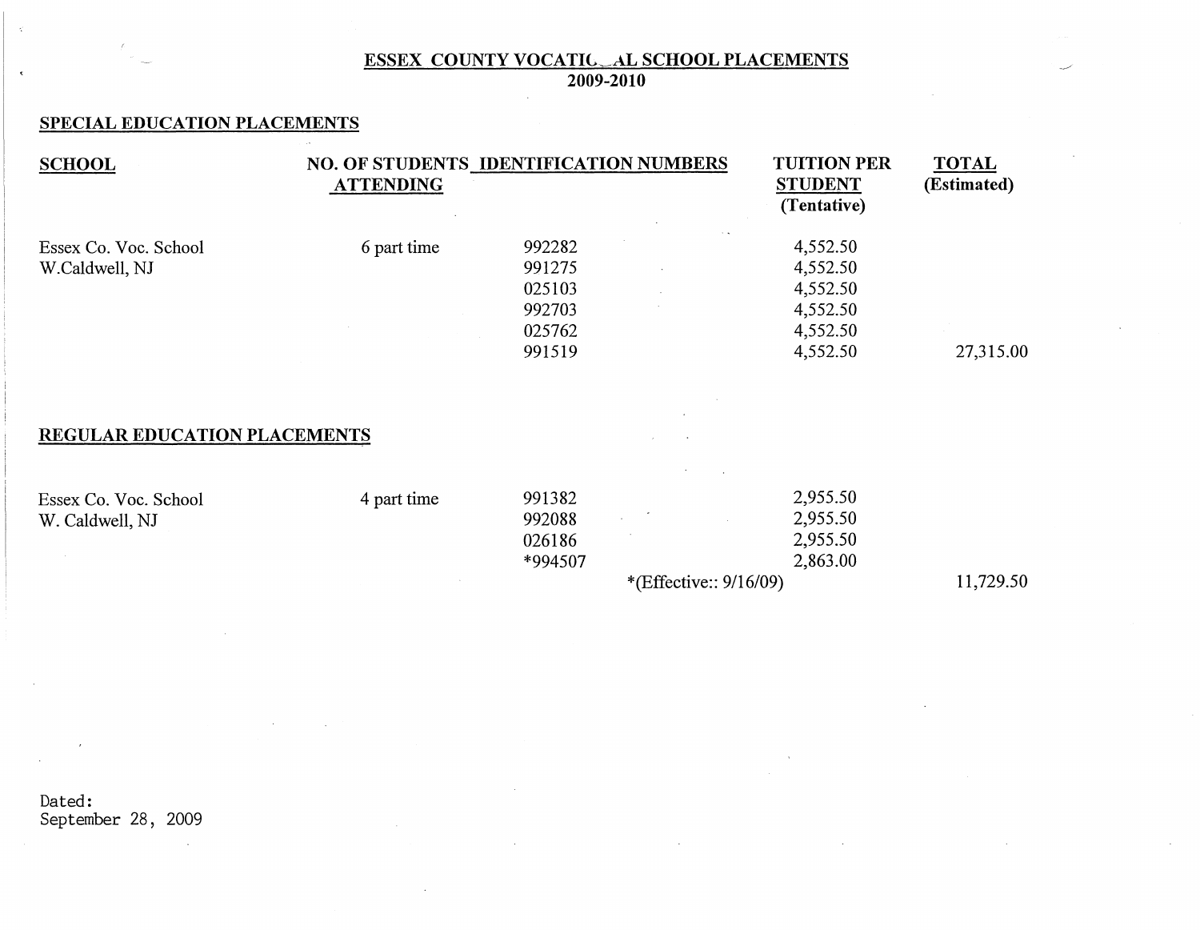# ESSEX COUNTY VOCATIC_AL SCHOOL PLACEMENTS
## 2009-2010

### SPECIAL EDUCATION PLACEMENTS

| SCHOOL | NO. OF STUDENTS ATTENDING | IDENTIFICATION NUMBERS | TUITION PER STUDENT (Tentative) | TOTAL (Estimated) |
|---|---|---|---|---|
| Essex Co. Voc. School W.Caldwell, NJ | 6 part time | 992282 | 4,552.50 | |
| | | 991275 | 4,552.50 | |
| | | 025103 | 4,552.50 | |
| | | 992703 | 4,552.50 | |
| | | 025762 | 4,552.50 | |
| | | 991519 | 4,552.50 | 27,315.00 |

### REGULAR EDUCATION PLACEMENTS

| SCHOOL | NO. OF STUDENTS ATTENDING | IDENTIFICATION NUMBERS | TUITION PER STUDENT (Tentative) | TOTAL (Estimated) |
|---|---|---|---|---|
| Essex Co. Voc. School W. Caldwell, NJ | 4 part time | 991382 | 2,955.50 | |
| | | 992088 | 2,955.50 | |
| | | 026186 | 2,955.50 | |
| | | *994507 | 2,863.00 | |
| | | *(Effective:: 9/16/09) | | 11,729.50 |

Dated:
September 28, 2009